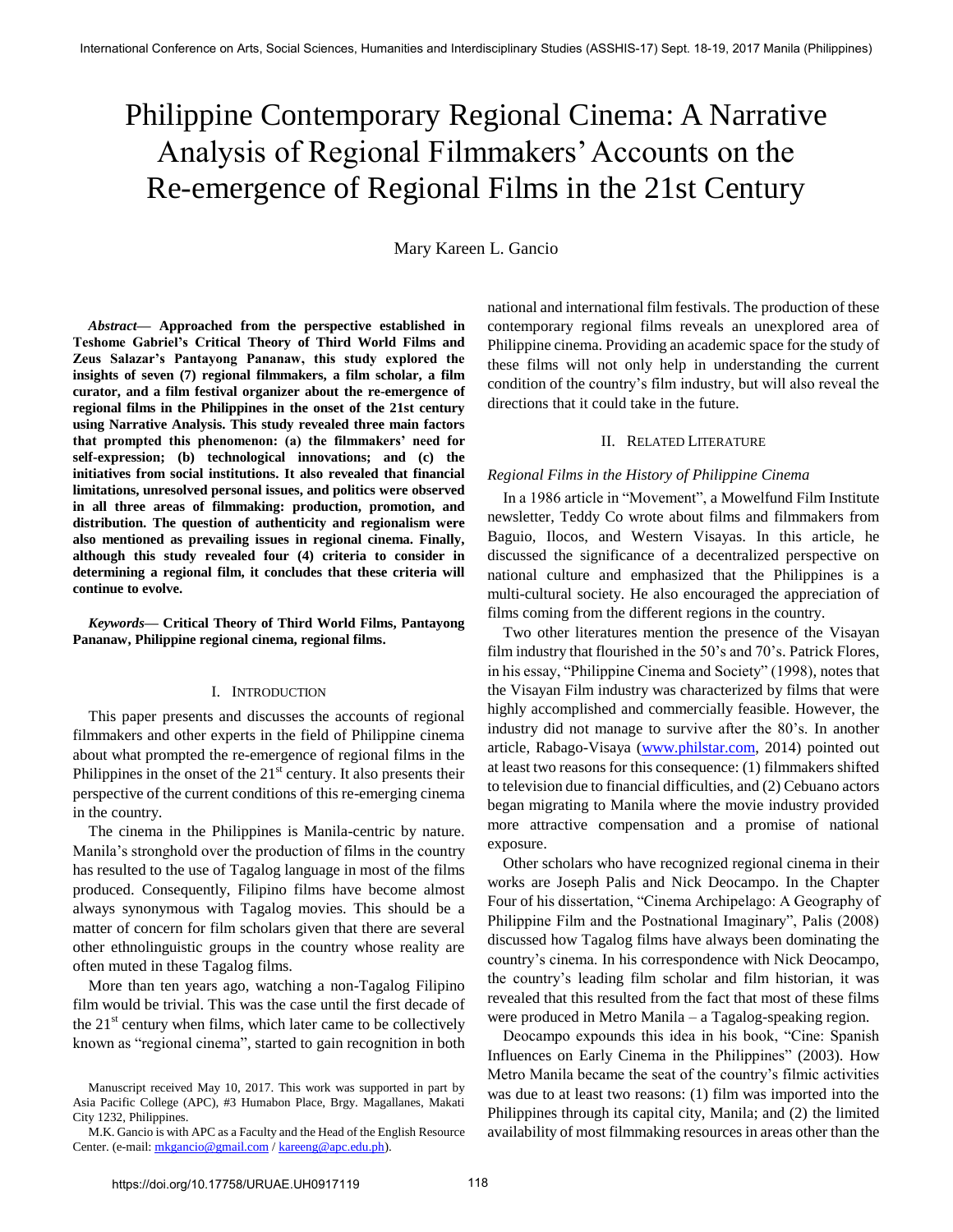# Philippine Contemporary Regional Cinema: A Narrative Analysis of Regional Filmmakers' Accounts on the Re-emergence of Regional Films in the 21st Century

Mary Kareen L. Gancio

***Abstract*— Approached from the perspective established in Teshome Gabriel's Critical Theory of Third World Films and Zeus Salazar's Pantayong Pananaw, this study explored the insights of seven (7) regional filmmakers, a film scholar, a film curator, and a film festival organizer about the re-emergence of regional films in the Philippines in the onset of the 21st century using Narrative Analysis. This study revealed three main factors that prompted this phenomenon: (a) the filmmakers' need for self-expression; (b) technological innovations; and (c) the initiatives from social institutions. It also revealed that financial limitations, unresolved personal issues, and politics were observed in all three areas of filmmaking: production, promotion, and distribution. The question of authenticity and regionalism were also mentioned as prevailing issues in regional cinema. Finally, although this study revealed four (4) criteria to consider in determining a regional film, it concludes that these criteria will continue to evolve.**

***Keywords*— Critical Theory of Third World Films, Pantayong Pananaw, Philippine regional cinema, regional films.**

## I. Introduction

This paper presents and discusses the accounts of regional filmmakers and other experts in the field of Philippine cinema about what prompted the re-emergence of regional films in the Philippines in the onset of the 21st century. It also presents their perspective of the current conditions of this re-emerging cinema in the country.

The cinema in the Philippines is Manila-centric by nature. Manila's stronghold over the production of films in the country has resulted to the use of Tagalog language in most of the films produced. Consequently, Filipino films have become almost always synonymous with Tagalog movies. This should be a matter of concern for film scholars given that there are several other ethnolinguistic groups in the country whose reality are often muted in these Tagalog films.

More than ten years ago, watching a non-Tagalog Filipino film would be trivial. This was the case until the first decade of the 21st century when films, which later came to be collectively known as "regional cinema", started to gain recognition in both national and international film festivals. The production of these contemporary regional films reveals an unexplored area of Philippine cinema. Providing an academic space for the study of these films will not only help in understanding the current condition of the country's film industry, but will also reveal the directions that it could take in the future.

Manuscript received May 10, 2017. This work was supported in part by Asia Pacific College (APC), #3 Humabon Place, Brgy. Magallanes, Makati City 1232, Philippines.

M.K. Gancio is with APC as a Faculty and the Head of the English Resource Center. (e-mail: mkgancio@gmail.com / kareeng@apc.edu.ph).

## II. Related Literature

### *Regional Films in the History of Philippine Cinema*

In a 1986 article in "Movement", a Mowelfund Film Institute newsletter, Teddy Co wrote about films and filmmakers from Baguio, Ilocos, and Western Visayas. In this article, he discussed the significance of a decentralized perspective on national culture and emphasized that the Philippines is a multi-cultural society. He also encouraged the appreciation of films coming from the different regions in the country.

Two other literatures mention the presence of the Visayan film industry that flourished in the 50's and 70's. Patrick Flores, in his essay, "Philippine Cinema and Society" (1998), notes that the Visayan Film industry was characterized by films that were highly accomplished and commercially feasible. However, the industry did not manage to survive after the 80's. In another article, Rabago-Visaya (www.philstar.com, 2014) pointed out at least two reasons for this consequence: (1) filmmakers shifted to television due to financial difficulties, and (2) Cebuano actors began migrating to Manila where the movie industry provided more attractive compensation and a promise of national exposure.

Other scholars who have recognized regional cinema in their works are Joseph Palis and Nick Deocampo. In the Chapter Four of his dissertation, "Cinema Archipelago: A Geography of Philippine Film and the Postnational Imaginary", Palis (2008) discussed how Tagalog films have always been dominating the country's cinema. In his correspondence with Nick Deocampo, the country's leading film scholar and film historian, it was revealed that this resulted from the fact that most of these films were produced in Metro Manila – a Tagalog-speaking region.

Deocampo expounds this idea in his book, "Cine: Spanish Influences on Early Cinema in the Philippines" (2003). How Metro Manila became the seat of the country's filmic activities was due to at least two reasons: (1) film was imported into the Philippines through its capital city, Manila; and (2) the limited availability of most filmmaking resources in areas other than the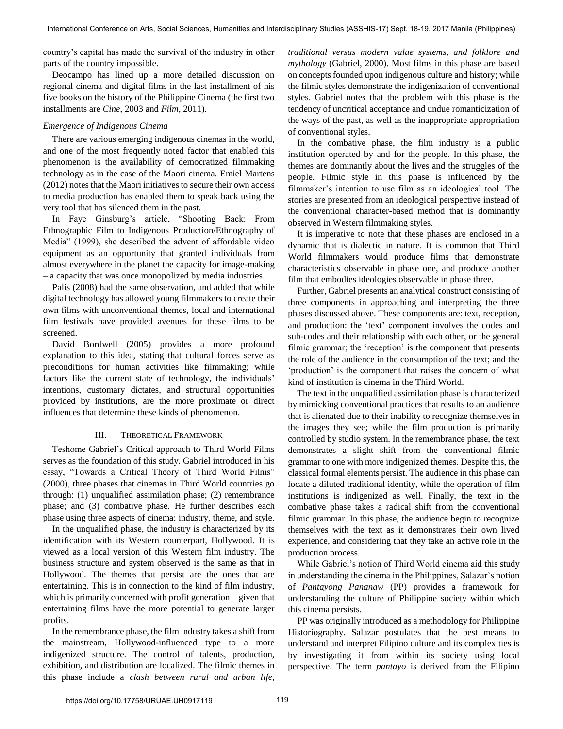country's capital has made the survival of the industry in other parts of the country impossible.

Deocampo has lined up a more detailed discussion on regional cinema and digital films in the last installment of his five books on the history of the Philippine Cinema (the first two installments are *Cine*, 2003 and *Film*, 2011).

*Emergence of Indigenous Cinema*

There are various emerging indigenous cinemas in the world, and one of the most frequently noted factor that enabled this phenomenon is the availability of democratized filmmaking technology as in the case of the Maori cinema. Emiel Martens (2012) notes that the Maori initiatives to secure their own access to media production has enabled them to speak back using the very tool that has silenced them in the past.

In Faye Ginsburg's article, "Shooting Back: From Ethnographic Film to Indigenous Production/Ethnography of Media" (1999), she described the advent of affordable video equipment as an opportunity that granted individuals from almost everywhere in the planet the capacity for image-making – a capacity that was once monopolized by media industries.

Palis (2008) had the same observation, and added that while digital technology has allowed young filmmakers to create their own films with unconventional themes, local and international film festivals have provided avenues for these films to be screened.

David Bordwell (2005) provides a more profound explanation to this idea, stating that cultural forces serve as preconditions for human activities like filmmaking; while factors like the current state of technology, the individuals' intentions, customary dictates, and structural opportunities provided by institutions, are the more proximate or direct influences that determine these kinds of phenomenon.

## III. Theoretical Framework

Teshome Gabriel's Critical approach to Third World Films serves as the foundation of this study. Gabriel introduced in his essay, "Towards a Critical Theory of Third World Films" (2000), three phases that cinemas in Third World countries go through: (1) unqualified assimilation phase; (2) remembrance phase; and (3) combative phase. He further describes each phase using three aspects of cinema: industry, theme, and style.

In the unqualified phase, the industry is characterized by its identification with its Western counterpart, Hollywood. It is viewed as a local version of this Western film industry. The business structure and system observed is the same as that in Hollywood. The themes that persist are the ones that are entertaining. This is in connection to the kind of film industry, which is primarily concerned with profit generation – given that entertaining films have the more potential to generate larger profits.

In the remembrance phase, the film industry takes a shift from the mainstream, Hollywood-influenced type to a more indigenized structure. The control of talents, production, exhibition, and distribution are localized. The filmic themes in this phase include a *clash between rural and urban life, traditional versus modern value systems, and folklore and mythology* (Gabriel, 2000). Most films in this phase are based on concepts founded upon indigenous culture and history; while the filmic styles demonstrate the indigenization of conventional styles. Gabriel notes that the problem with this phase is the tendency of uncritical acceptance and undue romanticization of the ways of the past, as well as the inappropriate appropriation of conventional styles.

In the combative phase, the film industry is a public institution operated by and for the people. In this phase, the themes are dominantly about the lives and the struggles of the people. Filmic style in this phase is influenced by the filmmaker's intention to use film as an ideological tool. The stories are presented from an ideological perspective instead of the conventional character-based method that is dominantly observed in Western filmmaking styles.

It is imperative to note that these phases are enclosed in a dynamic that is dialectic in nature. It is common that Third World filmmakers would produce films that demonstrate characteristics observable in phase one, and produce another film that embodies ideologies observable in phase three.

Further, Gabriel presents an analytical construct consisting of three components in approaching and interpreting the three phases discussed above. These components are: text, reception, and production: the 'text' component involves the codes and sub-codes and their relationship with each other, or the general filmic grammar; the 'reception' is the component that presents the role of the audience in the consumption of the text; and the 'production' is the component that raises the concern of what kind of institution is cinema in the Third World.

The text in the unqualified assimilation phase is characterized by mimicking conventional practices that results to an audience that is alienated due to their inability to recognize themselves in the images they see; while the film production is primarily controlled by studio system. In the remembrance phase, the text demonstrates a slight shift from the conventional filmic grammar to one with more indigenized themes. Despite this, the classical formal elements persist. The audience in this phase can locate a diluted traditional identity, while the operation of film institutions is indigenized as well. Finally, the text in the combative phase takes a radical shift from the conventional filmic grammar. In this phase, the audience begin to recognize themselves with the text as it demonstrates their own lived experience, and considering that they take an active role in the production process.

While Gabriel's notion of Third World cinema aid this study in understanding the cinema in the Philippines, Salazar's notion of *Pantayong Pananaw* (PP) provides a framework for understanding the culture of Philippine society within which this cinema persists.

PP was originally introduced as a methodology for Philippine Historiography. Salazar postulates that the best means to understand and interpret Filipino culture and its complexities is by investigating it from within its society using local perspective. The term *pantayo* is derived from the Filipino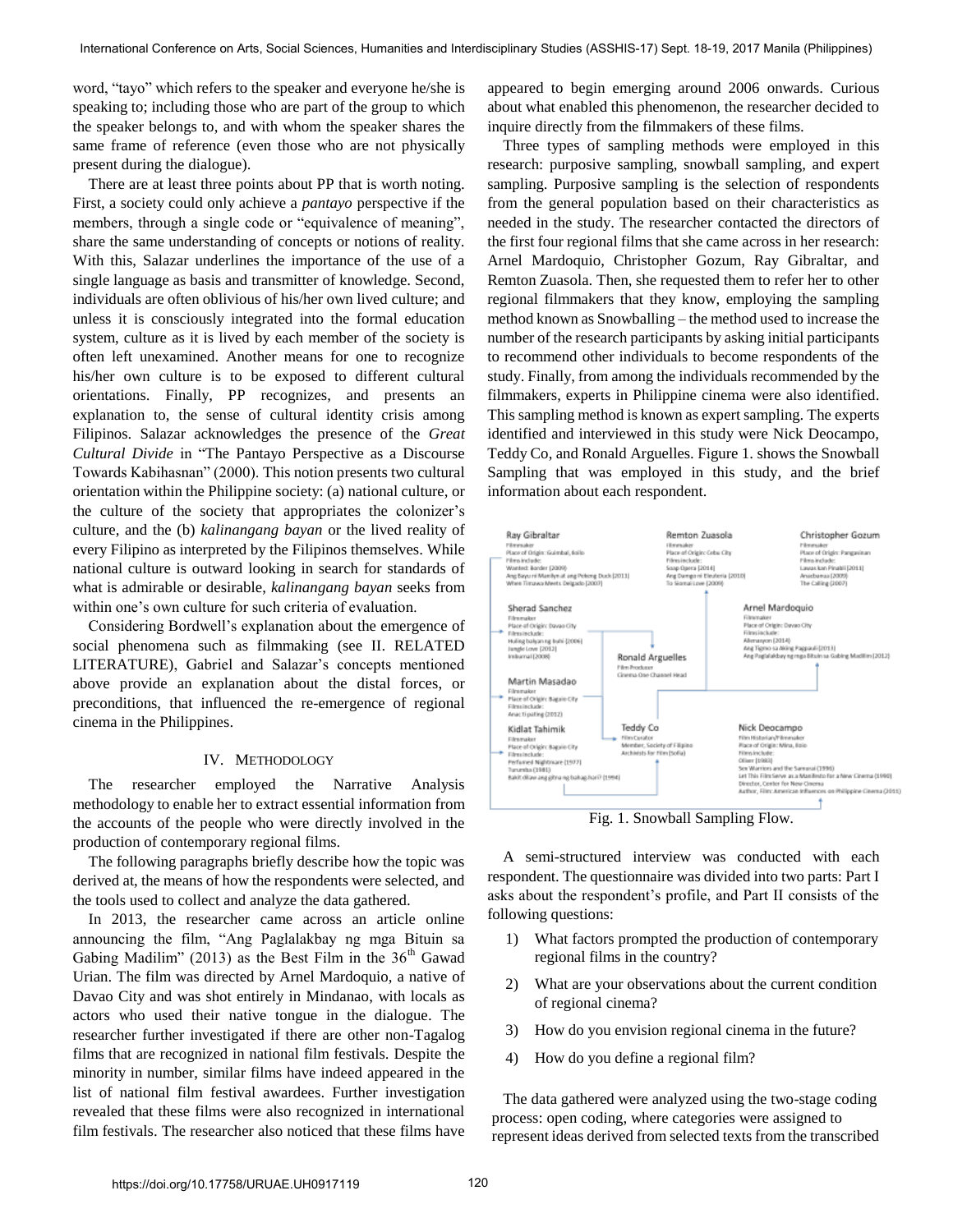word, "tayo" which refers to the speaker and everyone he/she is speaking to; including those who are part of the group to which the speaker belongs to, and with whom the speaker shares the same frame of reference (even those who are not physically present during the dialogue).

There are at least three points about PP that is worth noting. First, a society could only achieve a *pantayo* perspective if the members, through a single code or "equivalence of meaning", share the same understanding of concepts or notions of reality. With this, Salazar underlines the importance of the use of a single language as basis and transmitter of knowledge. Second, individuals are often oblivious of his/her own lived culture; and unless it is consciously integrated into the formal education system, culture as it is lived by each member of the society is often left unexamined. Another means for one to recognize his/her own culture is to be exposed to different cultural orientations. Finally, PP recognizes, and presents an explanation to, the sense of cultural identity crisis among Filipinos. Salazar acknowledges the presence of the *Great Cultural Divide* in "The Pantayo Perspective as a Discourse Towards Kabihasnan" (2000). This notion presents two cultural orientation within the Philippine society: (a) national culture, or the culture of the society that appropriates the colonizer's culture, and the (b) *kalinangang bayan* or the lived reality of every Filipino as interpreted by the Filipinos themselves. While national culture is outward looking in search for standards of what is admirable or desirable, *kalinangang bayan* seeks from within one's own culture for such criteria of evaluation.

Considering Bordwell's explanation about the emergence of social phenomena such as filmmaking (see II. RELATED LITERATURE), Gabriel and Salazar's concepts mentioned above provide an explanation about the distal forces, or preconditions, that influenced the re-emergence of regional cinema in the Philippines.

## IV. Methodology

The researcher employed the Narrative Analysis methodology to enable her to extract essential information from the accounts of the people who were directly involved in the production of contemporary regional films.

The following paragraphs briefly describe how the topic was derived at, the means of how the respondents were selected, and the tools used to collect and analyze the data gathered.

In 2013, the researcher came across an article online announcing the film, "Ang Paglalakbay ng mga Bituin sa Gabing Madilim" (2013) as the Best Film in the 36th Gawad Urian. The film was directed by Arnel Mardoquio, a native of Davao City and was shot entirely in Mindanao, with locals as actors who used their native tongue in the dialogue. The researcher further investigated if there are other non-Tagalog films that are recognized in national film festivals. Despite the minority in number, similar films have indeed appeared in the list of national film festival awardees. Further investigation revealed that these films were also recognized in international film festivals. The researcher also noticed that these films have appeared to begin emerging around 2006 onwards. Curious about what enabled this phenomenon, the researcher decided to inquire directly from the filmmakers of these films.

Three types of sampling methods were employed in this research: purposive sampling, snowball sampling, and expert sampling. Purposive sampling is the selection of respondents from the general population based on their characteristics as needed in the study. The researcher contacted the directors of the first four regional films that she came across in her research: Arnel Mardoquio, Christopher Gozum, Ray Gibraltar, and Remton Zuasola. Then, she requested them to refer her to other regional filmmakers that they know, employing the sampling method known as Snowballing – the method used to increase the number of the research participants by asking initial participants to recommend other individuals to become respondents of the study. Finally, from among the individuals recommended by the filmmakers, experts in Philippine cinema were also identified. This sampling method is known as expert sampling. The experts identified and interviewed in this study were Nick Deocampo, Teddy Co, and Ronald Arguelles. Figure 1. shows the Snowball Sampling that was employed in this study, and the brief information about each respondent.

Fig. 1. Snowball Sampling Flow.

A semi-structured interview was conducted with each respondent. The questionnaire was divided into two parts: Part I asks about the respondent's profile, and Part II consists of the following questions:

1) What factors prompted the production of contemporary regional films in the country?
2) What are your observations about the current condition of regional cinema?
3) How do you envision regional cinema in the future?
4) How do you define a regional film?

The data gathered were analyzed using the two-stage coding process: open coding, where categories were assigned to represent ideas derived from selected texts from the transcribed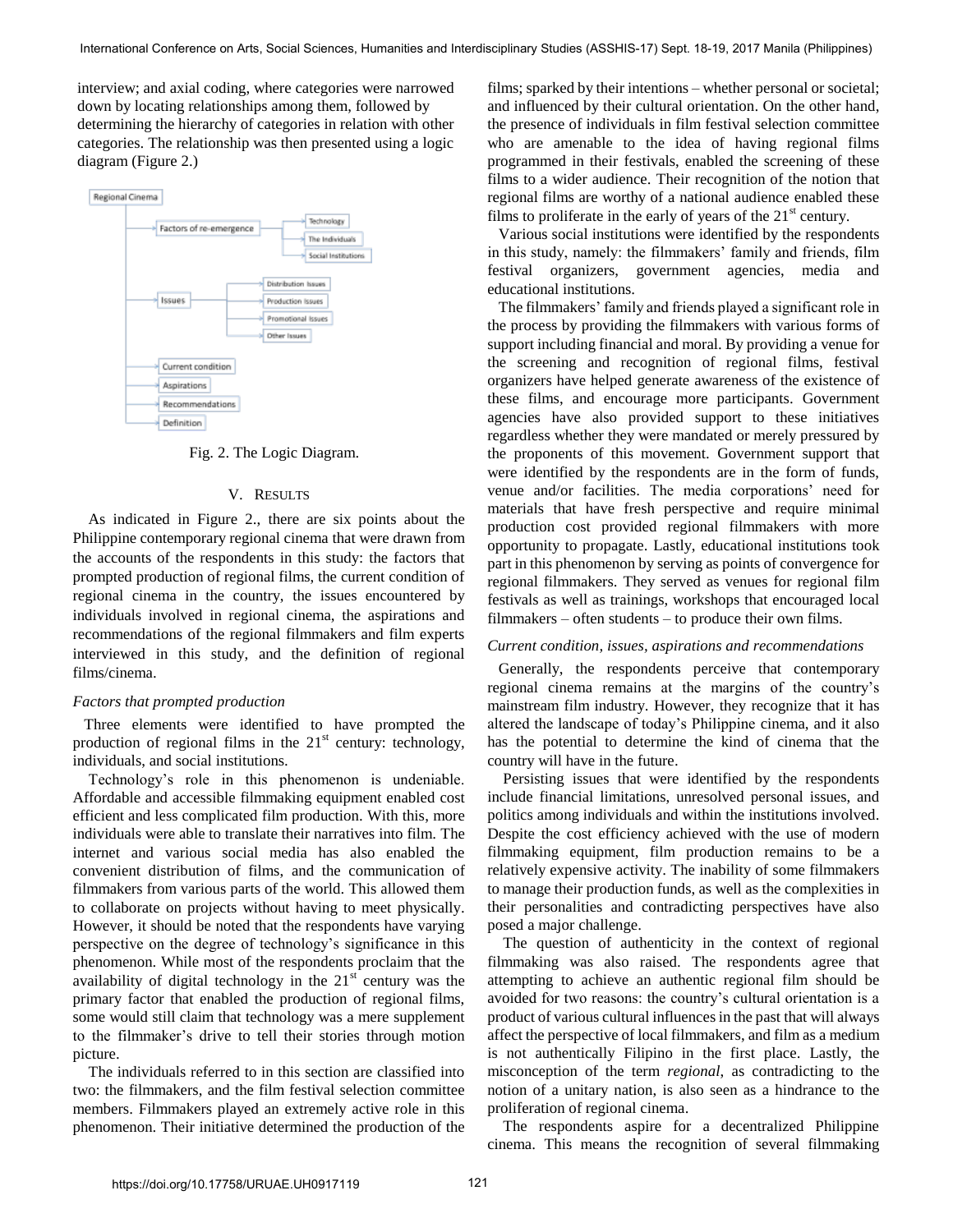interview; and axial coding, where categories were narrowed down by locating relationships among them, followed by determining the hierarchy of categories in relation with other categories. The relationship was then presented using a logic diagram (Figure 2.)

- Regional Cinema
  - Factors of re-emergence
    - Technology
    - The Individuals
    - Social Institutions
  - Issues
    - Distribution Issues
    - Production Issues
    - Promotional Issues
    - Other Issues
  - Current condition
  - Aspirations
  - Recommendations
  - Definition

Fig. 2. The Logic Diagram.

## V. Results

As indicated in Figure 2., there are six points about the Philippine contemporary regional cinema that were drawn from the accounts of the respondents in this study: the factors that prompted production of regional films, the current condition of regional cinema in the country, the issues encountered by individuals involved in regional cinema, the aspirations and recommendations of the regional filmmakers and film experts interviewed in this study, and the definition of regional films/cinema.

### *Factors that prompted production*

Three elements were identified to have prompted the production of regional films in the 21st century: technology, individuals, and social institutions.

Technology's role in this phenomenon is undeniable. Affordable and accessible filmmaking equipment enabled cost efficient and less complicated film production. With this, more individuals were able to translate their narratives into film. The internet and various social media has also enabled the convenient distribution of films, and the communication of filmmakers from various parts of the world. This allowed them to collaborate on projects without having to meet physically. However, it should be noted that the respondents have varying perspective on the degree of technology's significance in this phenomenon. While most of the respondents proclaim that the availability of digital technology in the 21st century was the primary factor that enabled the production of regional films, some would still claim that technology was a mere supplement to the filmmaker's drive to tell their stories through motion picture.

The individuals referred to in this section are classified into two: the filmmakers, and the film festival selection committee members. Filmmakers played an extremely active role in this phenomenon. Their initiative determined the production of the films; sparked by their intentions – whether personal or societal; and influenced by their cultural orientation. On the other hand, the presence of individuals in film festival selection committee who are amenable to the idea of having regional films programmed in their festivals, enabled the screening of these films to a wider audience. Their recognition of the notion that regional films are worthy of a national audience enabled these films to proliferate in the early of years of the 21st century.

Various social institutions were identified by the respondents in this study, namely: the filmmakers' family and friends, film festival organizers, government agencies, media and educational institutions.

The filmmakers' family and friends played a significant role in the process by providing the filmmakers with various forms of support including financial and moral. By providing a venue for the screening and recognition of regional films, festival organizers have helped generate awareness of the existence of these films, and encourage more participants. Government agencies have also provided support to these initiatives regardless whether they were mandated or merely pressured by the proponents of this movement. Government support that were identified by the respondents are in the form of funds, venue and/or facilities. The media corporations' need for materials that have fresh perspective and require minimal production cost provided regional filmmakers with more opportunity to propagate. Lastly, educational institutions took part in this phenomenon by serving as points of convergence for regional filmmakers. They served as venues for regional film festivals as well as trainings, workshops that encouraged local filmmakers – often students – to produce their own films.

### *Current condition, issues, aspirations and recommendations*

Generally, the respondents perceive that contemporary regional cinema remains at the margins of the country's mainstream film industry. However, they recognize that it has altered the landscape of today's Philippine cinema, and it also has the potential to determine the kind of cinema that the country will have in the future.

Persisting issues that were identified by the respondents include financial limitations, unresolved personal issues, and politics among individuals and within the institutions involved. Despite the cost efficiency achieved with the use of modern filmmaking equipment, film production remains to be a relatively expensive activity. The inability of some filmmakers to manage their production funds, as well as the complexities in their personalities and contradicting perspectives have also posed a major challenge.

The question of authenticity in the context of regional filmmaking was also raised. The respondents agree that attempting to achieve an authentic regional film should be avoided for two reasons: the country's cultural orientation is a product of various cultural influences in the past that will always affect the perspective of local filmmakers, and film as a medium is not authentically Filipino in the first place. Lastly, the misconception of the term *regional*, as contradicting to the notion of a unitary nation, is also seen as a hindrance to the proliferation of regional cinema.

The respondents aspire for a decentralized Philippine cinema. This means the recognition of several filmmaking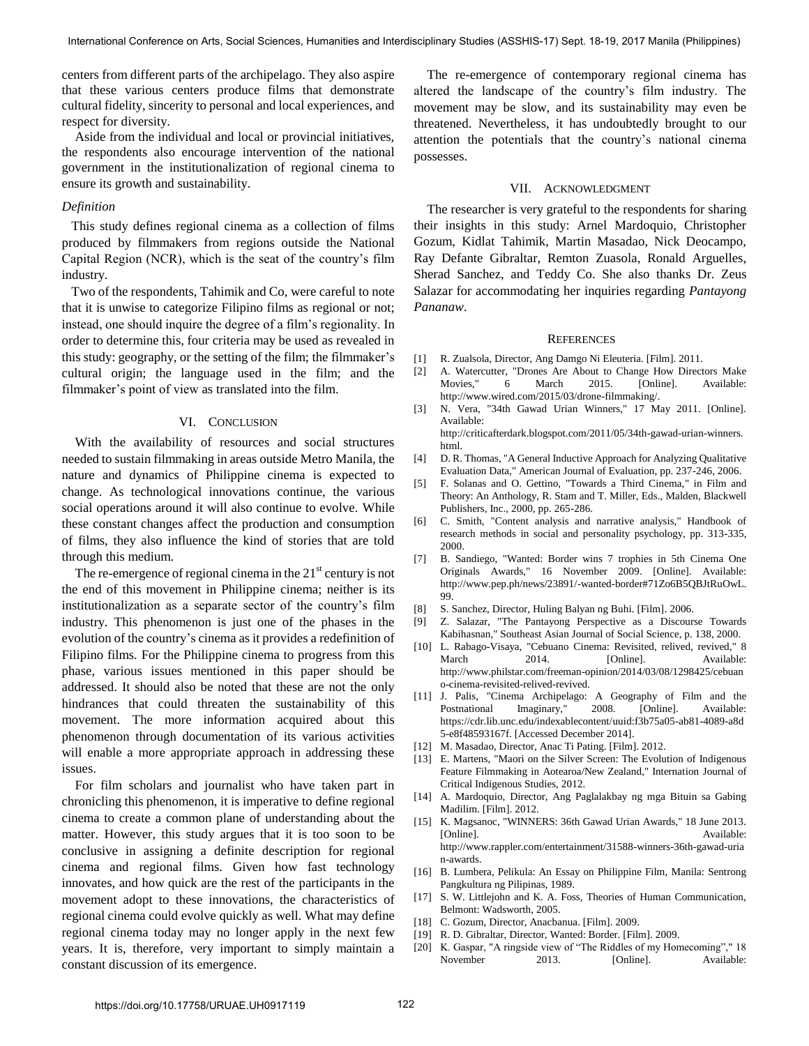centers from different parts of the archipelago. They also aspire that these various centers produce films that demonstrate cultural fidelity, sincerity to personal and local experiences, and respect for diversity.

Aside from the individual and local or provincial initiatives, the respondents also encourage intervention of the national government in the institutionalization of regional cinema to ensure its growth and sustainability.

### *Definition*

This study defines regional cinema as a collection of films produced by filmmakers from regions outside the National Capital Region (NCR), which is the seat of the country's film industry.

Two of the respondents, Tahimik and Co, were careful to note that it is unwise to categorize Filipino films as regional or not; instead, one should inquire the degree of a film's regionality. In order to determine this, four criteria may be used as revealed in this study: geography, or the setting of the film; the filmmaker's cultural origin; the language used in the film; and the filmmaker's point of view as translated into the film.

## VI. Conclusion

With the availability of resources and social structures needed to sustain filmmaking in areas outside Metro Manila, the nature and dynamics of Philippine cinema is expected to change. As technological innovations continue, the various social operations around it will also continue to evolve. While these constant changes affect the production and consumption of films, they also influence the kind of stories that are told through this medium.

The re-emergence of regional cinema in the 21st century is not the end of this movement in Philippine cinema; neither is its institutionalization as a separate sector of the country's film industry. This phenomenon is just one of the phases in the evolution of the country's cinema as it provides a redefinition of Filipino films. For the Philippine cinema to progress from this phase, various issues mentioned in this paper should be addressed. It should also be noted that these are not the only hindrances that could threaten the sustainability of this movement. The more information acquired about this phenomenon through documentation of its various activities will enable a more appropriate approach in addressing these issues.

For film scholars and journalist who have taken part in chronicling this phenomenon, it is imperative to define regional cinema to create a common plane of understanding about the matter. However, this study argues that it is too soon to be conclusive in assigning a definite description for regional cinema and regional films. Given how fast technology innovates, and how quick are the rest of the participants in the movement adopt to these innovations, the characteristics of regional cinema could evolve quickly as well. What may define regional cinema today may no longer apply in the next few years. It is, therefore, very important to simply maintain a constant discussion of its emergence.

The re-emergence of contemporary regional cinema has altered the landscape of the country's film industry. The movement may be slow, and its sustainability may even be threatened. Nevertheless, it has undoubtedly brought to our attention the potentials that the country's national cinema possesses.

## VII. Acknowledgment

The researcher is very grateful to the respondents for sharing their insights in this study: Arnel Mardoquio, Christopher Gozum, Kidlat Tahimik, Martin Masadao, Nick Deocampo, Ray Defante Gibraltar, Remton Zuasola, Ronald Arguelles, Sherad Sanchez, and Teddy Co. She also thanks Dr. Zeus Salazar for accommodating her inquiries regarding *Pantayong Pananaw*.

## References

[1] R. Zualsola, Director, Ang Damgo Ni Eleuteria. [Film]. 2011.

[2] A. Watercutter, "Drones Are About to Change How Directors Make Movies," 6 March 2015. [Online]. Available: http://www.wired.com/2015/03/drone-filmmaking/.

[3] N. Vera, "34th Gawad Urian Winners," 17 May 2011. [Online]. Available: http://criticafterdark.blogspot.com/2011/05/34th-gawad-urian-winners.html.

[4] D. R. Thomas, "A General Inductive Approach for Analyzing Qualitative Evaluation Data," American Journal of Evaluation, pp. 237-246, 2006.

[5] F. Solanas and O. Gettino, "Towards a Third Cinema," in Film and Theory: An Anthology, R. Stam and T. Miller, Eds., Malden, Blackwell Publishers, Inc., 2000, pp. 265-286.

[6] C. Smith, "Content analysis and narrative analysis," Handbook of research methods in social and personality psychology, pp. 313-335, 2000.

[7] B. Sandiego, "Wanted: Border wins 7 trophies in 5th Cinema One Originals Awards," 16 November 2009. [Online]. Available: http://www.pep.ph/news/23891/-wanted-border#71Zo6B5QBJtRuOwL.99.

[8] S. Sanchez, Director, Huling Balyan ng Buhi. [Film]. 2006.

[9] Z. Salazar, "The Pantayong Perspective as a Discourse Towards Kabihasnan," Southeast Asian Journal of Social Science, p. 138, 2000.

[10] L. Rabago-Visaya, "Cebuano Cinema: Revisited, relived, revived," 8 March 2014. [Online]. Available: http://www.philstar.com/freeman-opinion/2014/03/08/1298425/cebuano-cinema-revisited-relived-revived.

[11] J. Palis, "Cinema Archipelago: A Geography of Film and the Postnational Imaginary," 2008. [Online]. Available: https://cdr.lib.unc.edu/indexablecontent/uuid:f3b75a05-ab81-4089-a8d5-e8f48593167f. [Accessed December 2014].

[12] M. Masadao, Director, Anac Ti Pating. [Film]. 2012.

[13] E. Martens, "Maori on the Silver Screen: The Evolution of Indigenous Feature Filmmaking in Aotearoa/New Zealand," Internation Journal of Critical Indigenous Studies, 2012.

[14] A. Mardoquio, Director, Ang Paglalakbay ng mga Bituin sa Gabing Madilim. [Film]. 2012.

[15] K. Magsanoc, "WINNERS: 36th Gawad Urian Awards," 18 June 2013. [Online]. Available: http://www.rappler.com/entertainment/31588-winners-36th-gawad-urian-awards.

[16] B. Lumbera, Pelikula: An Essay on Philippine Film, Manila: Sentrong Pangkultura ng Pilipinas, 1989.

[17] S. W. Littlejohn and K. A. Foss, Theories of Human Communication, Belmont: Wadsworth, 2005.

[18] C. Gozum, Director, Anacbanua. [Film]. 2009.

[19] R. D. Gibraltar, Director, Wanted: Border. [Film]. 2009.

[20] K. Gaspar, "A ringside view of "The Riddles of my Homecoming"," 18 November 2013. [Online]. Available: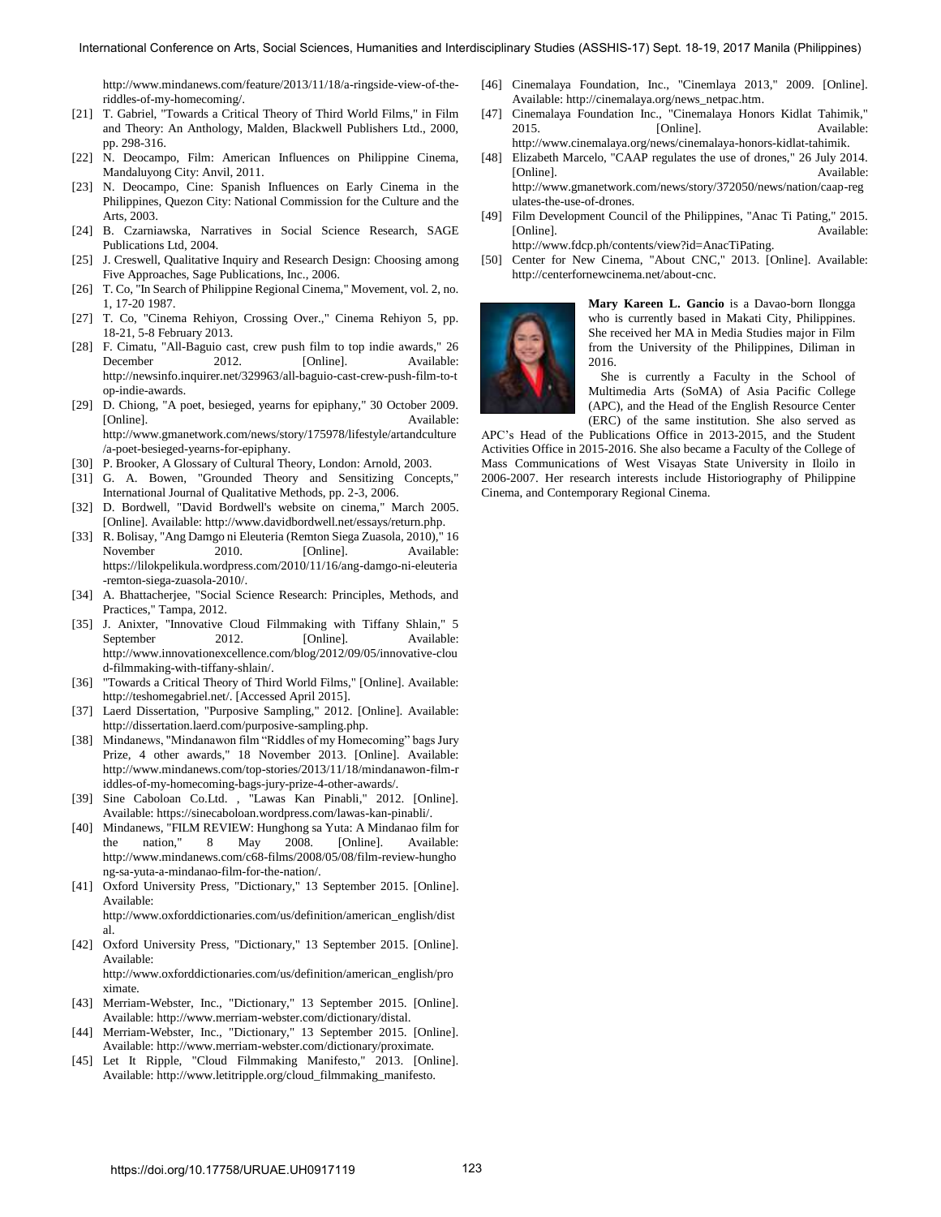http://www.mindanews.com/feature/2013/11/18/a-ringside-view-of-the-riddles-of-my-homecoming/.

[21] T. Gabriel, "Towards a Critical Theory of Third World Films," in Film and Theory: An Anthology, Malden, Blackwell Publishers Ltd., 2000, pp. 298-316.

[22] N. Deocampo, Film: American Influences on Philippine Cinema, Mandaluyong City: Anvil, 2011.

[23] N. Deocampo, Cine: Spanish Influences on Early Cinema in the Philippines, Quezon City: National Commission for the Culture and the Arts, 2003.

[24] B. Czarniawska, Narratives in Social Science Research, SAGE Publications Ltd, 2004.

[25] J. Creswell, Qualitative Inquiry and Research Design: Choosing among Five Approaches, Sage Publications, Inc., 2006.

[26] T. Co, "In Search of Philippine Regional Cinema," Movement, vol. 2, no. 1, 17-20 1987.

[27] T. Co, "Cinema Rehiyon, Crossing Over.," Cinema Rehiyon 5, pp. 18-21, 5-8 February 2013.

[28] F. Cimatu, "All-Baguio cast, crew push film to top indie awards," 26 December 2012. [Online]. Available: http://newsinfo.inquirer.net/329963/all-baguio-cast-crew-push-film-to-top-indie-awards.

[29] D. Chiong, "A poet, besieged, yearns for epiphany," 30 October 2009. [Online]. Available: http://www.gmanetwork.com/news/story/175978/lifestyle/artandculture/a-poet-besieged-yearns-for-epiphany.

[30] P. Brooker, A Glossary of Cultural Theory, London: Arnold, 2003.

[31] G. A. Bowen, "Grounded Theory and Sensitizing Concepts," International Journal of Qualitative Methods, pp. 2-3, 2006.

[32] D. Bordwell, "David Bordwell's website on cinema," March 2005. [Online]. Available: http://www.davidbordwell.net/essays/return.php.

[33] R. Bolisay, "Ang Damgo ni Eleuteria (Remton Siega Zuasola, 2010)," 16 November 2010. [Online]. Available: https://lilokpelikula.wordpress.com/2010/11/16/ang-damgo-ni-eleuteria-remton-siega-zuasola-2010/.

[34] A. Bhattacherjee, "Social Science Research: Principles, Methods, and Practices," Tampa, 2012.

[35] J. Anixter, "Innovative Cloud Filmmaking with Tiffany Shlain," 5 September 2012. [Online]. Available: http://www.innovationexcellence.com/blog/2012/09/05/innovative-cloud-filmmaking-with-tiffany-shlain/.

[36] "Towards a Critical Theory of Third World Films," [Online]. Available: http://teshomegabriel.net/. [Accessed April 2015].

[37] Laerd Dissertation, "Purposive Sampling," 2012. [Online]. Available: http://dissertation.laerd.com/purposive-sampling.php.

[38] Mindanews, "Mindanawon film "Riddles of my Homecoming" bags Jury Prize, 4 other awards," 18 November 2013. [Online]. Available: http://www.mindanews.com/top-stories/2013/11/18/mindanawon-film-riddles-of-my-homecoming-bags-jury-prize-4-other-awards/.

[39] Sine Caboloan Co.Ltd. , "Lawas Kan Pinabli," 2012. [Online]. Available: https://sinecaboloan.wordpress.com/lawas-kan-pinabli/.

[40] Mindanews, "FILM REVIEW: Hunghong sa Yuta: A Mindanao film for the nation," 8 May 2008. [Online]. Available: http://www.mindanews.com/c68-films/2008/05/08/film-review-hunghong-sa-yuta-a-mindanao-film-for-the-nation/.

[41] Oxford University Press, "Dictionary," 13 September 2015. [Online]. Available: http://www.oxforddictionaries.com/us/definition/american_english/distal.

[42] Oxford University Press, "Dictionary," 13 September 2015. [Online]. Available: http://www.oxforddictionaries.com/us/definition/american_english/proximate.

[43] Merriam-Webster, Inc., "Dictionary," 13 September 2015. [Online]. Available: http://www.merriam-webster.com/dictionary/distal.

[44] Merriam-Webster, Inc., "Dictionary," 13 September 2015. [Online]. Available: http://www.merriam-webster.com/dictionary/proximate.

[45] Let It Ripple, "Cloud Filmmaking Manifesto," 2013. [Online]. Available: http://www.letitripple.org/cloud_filmmaking_manifesto.

[46] Cinemalaya Foundation, Inc., "Cinemlaya 2013," 2009. [Online]. Available: http://cinemalaya.org/news_netpac.htm.

[47] Cinemalaya Foundation Inc., "Cinemalaya Honors Kidlat Tahimik," 2015. [Online]. Available: http://www.cinemalaya.org/news/cinemalaya-honors-kidlat-tahimik.

[48] Elizabeth Marcelo, "CAAP regulates the use of drones," 26 July 2014. [Online]. Available: http://www.gmanetwork.com/news/story/372050/news/nation/caap-regulates-the-use-of-drones.

[49] Film Development Council of the Philippines, "Anac Ti Pating," 2015. [Online]. Available: http://www.fdcp.ph/contents/view?id=AnacTiPating.

[50] Center for New Cinema, "About CNC," 2013. [Online]. Available: http://centerfornewcinema.net/about-cnc.

**Mary Kareen L. Gancio** is a Davao-born Ilongga who is currently based in Makati City, Philippines. She received her MA in Media Studies major in Film from the University of the Philippines, Diliman in 2016.

She is currently a Faculty in the School of Multimedia Arts (SoMA) of Asia Pacific College (APC), and the Head of the English Resource Center (ERC) of the same institution. She also served as APC's Head of the Publications Office in 2013-2015, and the Student Activities Office in 2015-2016. She also became a Faculty of the College of Mass Communications of West Visayas State University in Iloilo in 2006-2007. Her research interests include Historiography of Philippine Cinema, and Contemporary Regional Cinema.